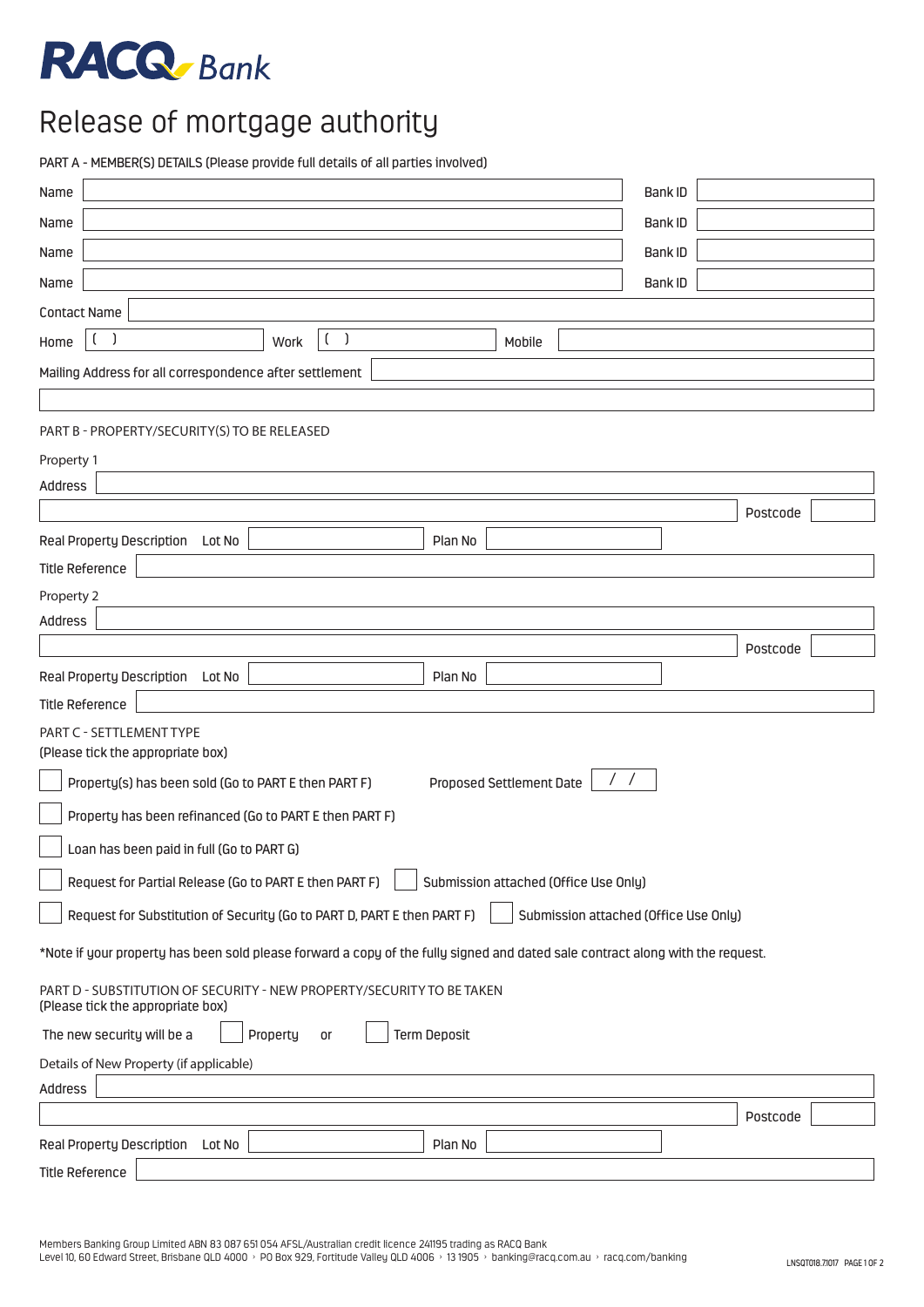RACQ Bank

# Release of mortgage authority

## PART A - MEMBER(S) DETAILS (Please provide full details of all parties involved)

Name ______________________ Bank ID __________

Name ______________________ Bank ID __________

Name ______________________ Bank ID __________

Name ______________________ Bank ID __________

Contact Name ______________________

Home ( ) __________ Work ( ) __________ Mobile __________

Mailing Address for all correspondence after settlement ______________________

______________________

## PART B - PROPERTY/SECURITY(S) TO BE RELEASED

Property 1

Address ______________________

______________________ Postcode ______

Real Property Description Lot No __________ Plan No __________

Title Reference ______________________

Property 2

Address ______________________

______________________ Postcode ______

Real Property Description Lot No __________ Plan No __________

Title Reference ______________________

## PART C - SETTLEMENT TYPE

(Please tick the appropriate box)

- [ ] Property(s) has been sold (Go to PART E then PART F) Proposed Settlement Date / /
- [ ] Property has been refinanced (Go to PART E then PART F)
- [ ] Loan has been paid in full (Go to PART G)
- [ ] Request for Partial Release (Go to PART E then PART F) [ ] Submission attached (Office Use Only)
- [ ] Request for Substitution of Security (Go to PART D, PART E then PART F) [ ] Submission attached (Office Use Only)

*Note if your property has been sold please forward a copy of the fully signed and dated sale contract along with the request.

## PART D - SUBSTITUTION OF SECURITY - NEW PROPERTY/SECURITY TO BE TAKEN

(Please tick the appropriate box)

The new security will be a [ ] Property or [ ] Term Deposit

Details of New Property (if applicable)

Address ______________________

______________________ Postcode ______

Real Property Description Lot No __________ Plan No __________

Title Reference ______________________

Members Banking Group Limited ABN 83 087 651 054 AFSL/Australian credit licence 241195 trading as RACQ Bank
Level 10, 60 Edward Street, Brisbane QLD 4000 › PO Box 929, Fortitude Valley QLD 4006 › 13 1905 › banking@racq.com.au › racq.com/banking

LNSQT018.71017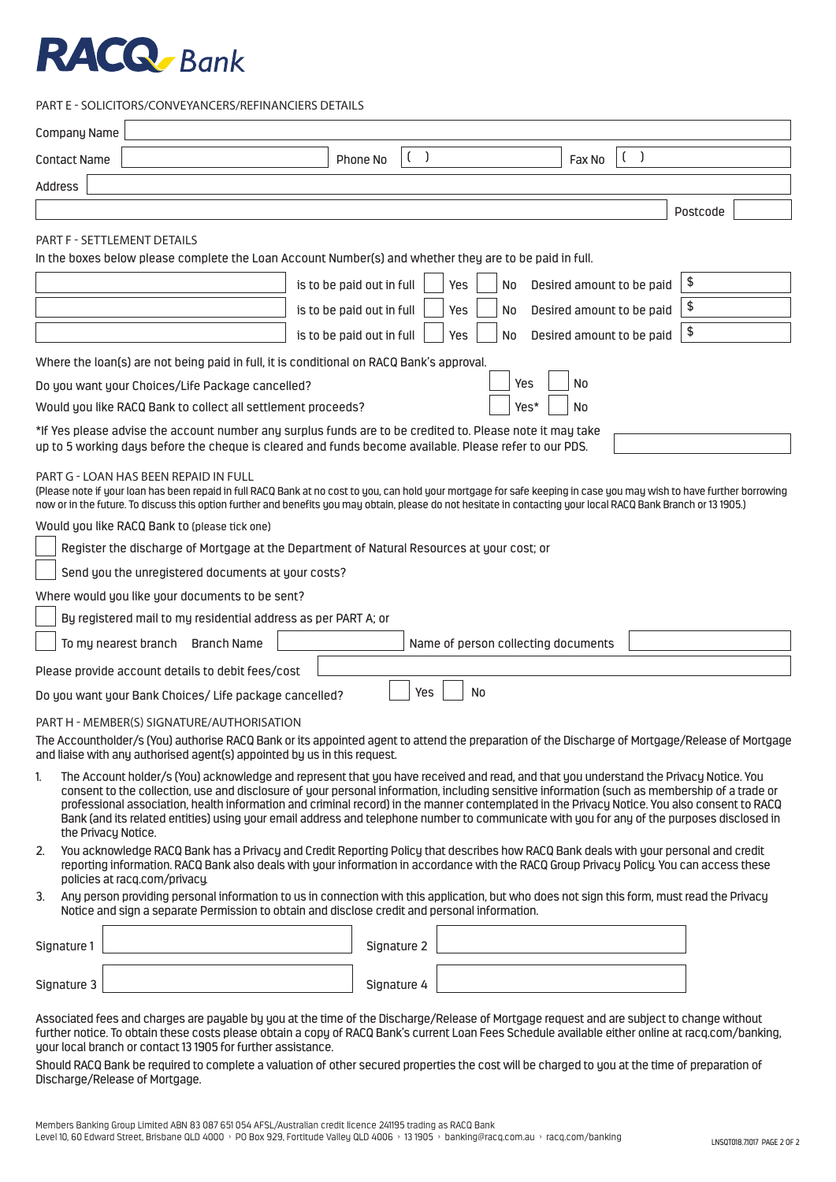RACQ Bank

PART E - SOLICITORS/CONVEYANCERS/REFINANCIERS DETAILS

Company Name

Contact Name | Phone No ( ) | Fax No ( )

Address

Postcode

PART F - SETTLEMENT DETAILS

In the boxes below please complete the Loan Account Number(s) and whether they are to be paid in full.

| | | | |
|---|---|---|---|
| | is to be paid out in full | Yes No | Desired amount to be paid $ |
| | is to be paid out in full | Yes No | Desired amount to be paid $ |
| | is to be paid out in full | Yes No | Desired amount to be paid $ |

Where the loan(s) are not being paid in full, it is conditional on RACQ Bank's approval.

Do you want your Choices/Life Package cancelled? Yes No

Would you like RACQ Bank to collect all settlement proceeds? Yes* No

*If Yes please advise the account number any surplus funds are to be credited to. Please note it may take up to 5 working days before the cheque is cleared and funds become available. Please refer to our PDS.

PART G - LOAN HAS BEEN REPAID IN FULL

(Please note if your loan has been repaid in full RACQ Bank at no cost to you, can hold your mortgage for safe keeping in case you may wish to have further borrowing now or in the future. To discuss this option further and benefits you may obtain, please do not hesitate in contacting your local RACQ Bank Branch or 13 1905.)

Would you like RACQ Bank to (please tick one)

- Register the discharge of Mortgage at the Department of Natural Resources at your cost; or
- Send you the unregistered documents at your costs?

Where would you like your documents to be sent?

- By registered mail to my residential address as per PART A; or
- To my nearest branch Branch Name | Name of person collecting documents

Please provide account details to debit fees/cost

Do you want your Bank Choices/ Life package cancelled? Yes No

PART H - MEMBER(S) SIGNATURE/AUTHORISATION

The Accountholder/s (You) authorise RACQ Bank or its appointed agent to attend the preparation of the Discharge of Mortgage/Release of Mortgage and liaise with any authorised agent(s) appointed by us in this request.

1. The Account holder/s (You) acknowledge and represent that you have received and read, and that you understand the Privacy Notice. You consent to the collection, use and disclosure of your personal information, including sensitive information (such as membership of a trade or professional association, health information and criminal record) in the manner contemplated in the Privacy Notice. You also consent to RACQ Bank (and its related entities) using your email address and telephone number to communicate with you for any of the purposes disclosed in the Privacy Notice.
2. You acknowledge RACQ Bank has a Privacy and Credit Reporting Policy that describes how RACQ Bank deals with your personal and credit reporting information. RACQ Bank also deals with your information in accordance with the RACQ Group Privacy Policy. You can access these policies at racq.com/privacy.
3. Any person providing personal information to us in connection with this application, but who does not sign this form, must read the Privacy Notice and sign a separate Permission to obtain and disclose credit and personal information.

Signature 1 | Signature 2

Signature 3 | Signature 4

Associated fees and charges are payable by you at the time of the Discharge/Release of Mortgage request and are subject to change without further notice. To obtain these costs please obtain a copy of RACQ Bank's current Loan Fees Schedule available either online at racq.com/banking, your local branch or contact 13 1905 for further assistance.

Should RACQ Bank be required to complete a valuation of other secured properties the cost will be charged to you at the time of preparation of Discharge/Release of Mortgage.

Members Banking Group Limited ABN 83 087 651 054 AFSL/Australian credit licence 241195 trading as RACQ Bank
Level 10, 60 Edward Street, Brisbane QLD 4000 › PO Box 929, Fortitude Valley QLD 4006 › 13 1905 › banking@racq.com.au › racq.com/banking

LNSQT018.71017